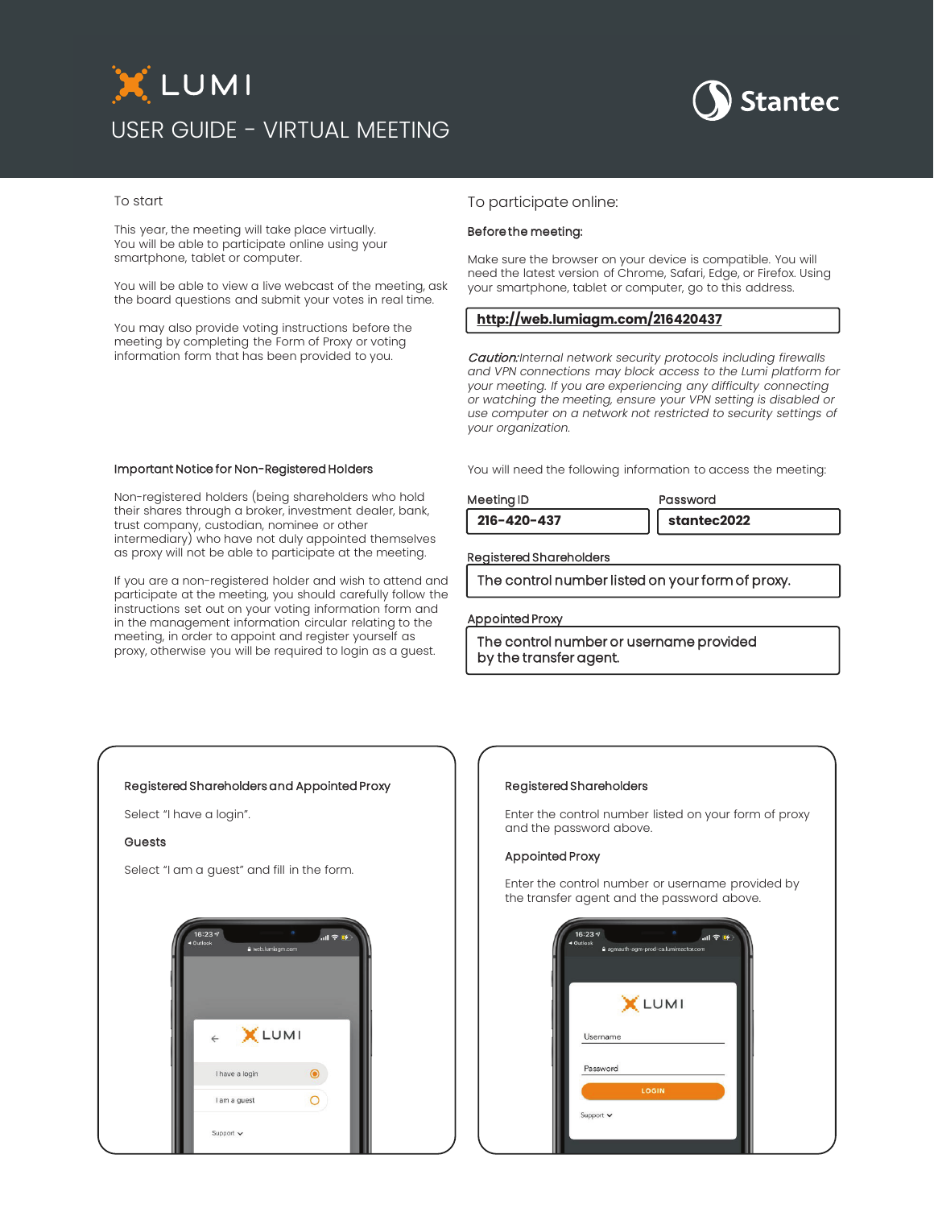# LUMI

## USER GUIDE - VIRTUAL MEETING

Stantec

### To start

This year, the meeting will take place virtually. You will be able to participate online using your smartphone, tablet or computer.

You will be able to view a live webcast of the meeting, ask the board questions and submit your votes in real time.

You may also provide voting instructions before the meeting by completing the Form of Proxy or voting information form that has been provided to you.

### Important Notice for Non-Registered Holders

Non-registered holders (being shareholders who hold their shares through a broker, investment dealer, bank, trust company, custodian, nominee or other intermediary) who have not duly appointed themselves as proxy will not be able to participate at the meeting.

If you are a non-registered holder and wish to attend and participate at the meeting, you should carefully follow the instructions set out on your voting information form and in the management information circular relating to the meeting, in order to appoint and register yourself as proxy, otherwise you will be required to login as a guest.

### To participate online:

**Before the meeting:**

Make sure the browser on your device is compatible. You will need the latest version of Chrome, Safari, Edge, or Firefox. Using your smartphone, tablet or computer, go to this address.

**http://web.lumiagm.com/216420437**

***Caution:*** *Internal network security protocols including firewalls and VPN connections may block access to the Lumi platform for your meeting. If you are experiencing any difficulty connecting or watching the meeting, ensure your VPN setting is disabled or use computer on a network not restricted to security settings of your organization.*

You will need the following information to access the meeting:

**Meeting ID**

**216-420-437**

**Password**

**stantec2022**

**Registered Shareholders**

The control number listed on your form of proxy.

**Appointed Proxy**

The control number or username provided by the transfer agent.

**Registered Shareholders and Appointed Proxy**

Select "I have a login".

**Guests**

Select "I am a guest" and fill in the form.

**Registered Shareholders**

Enter the control number listed on your form of proxy and the password above.

**Appointed Proxy**

Enter the control number or username provided by the transfer agent and the password above.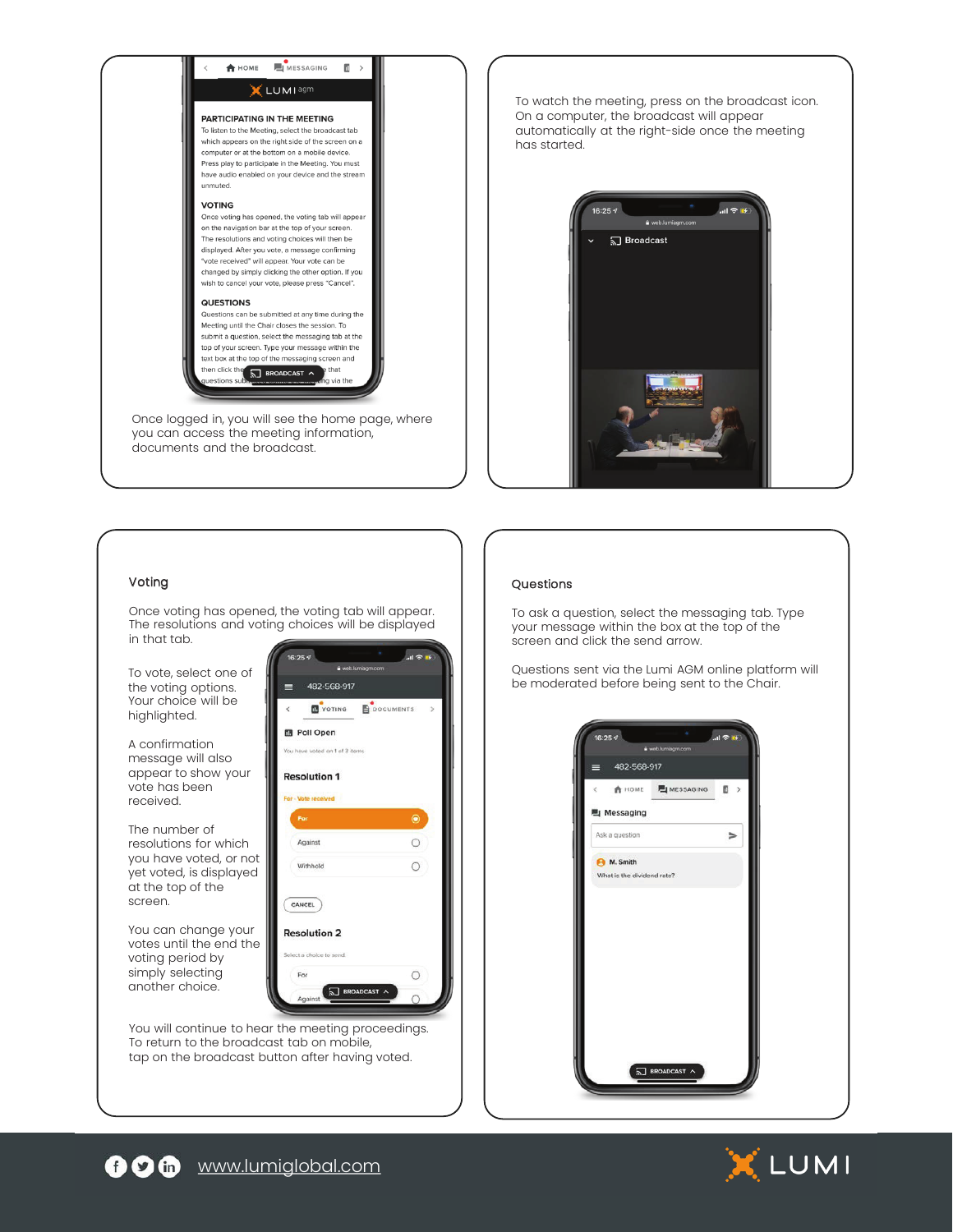Once logged in, you will see the home page, where you can access the meeting information, documents and the broadcast.

To watch the meeting, press on the broadcast icon. On a computer, the broadcast will appear automatically at the right-side once the meeting has started.

## Voting

Once voting has opened, the voting tab will appear. The resolutions and voting choices will be displayed in that tab.

To vote, select one of the voting options. Your choice will be highlighted.

A confirmation message will also appear to show your vote has been received.

The number of resolutions for which you have voted, or not yet voted, is displayed at the top of the screen.

You can change your votes until the end the voting period by simply selecting another choice.

You will continue to hear the meeting proceedings. To return to the broadcast tab on mobile, tap on the broadcast button after having voted.

## Questions

To ask a question, select the messaging tab. Type your message within the box at the top of the screen and click the send arrow.

Questions sent via the Lumi AGM online platform will be moderated before being sent to the Chair.

www.lumiglobal.com